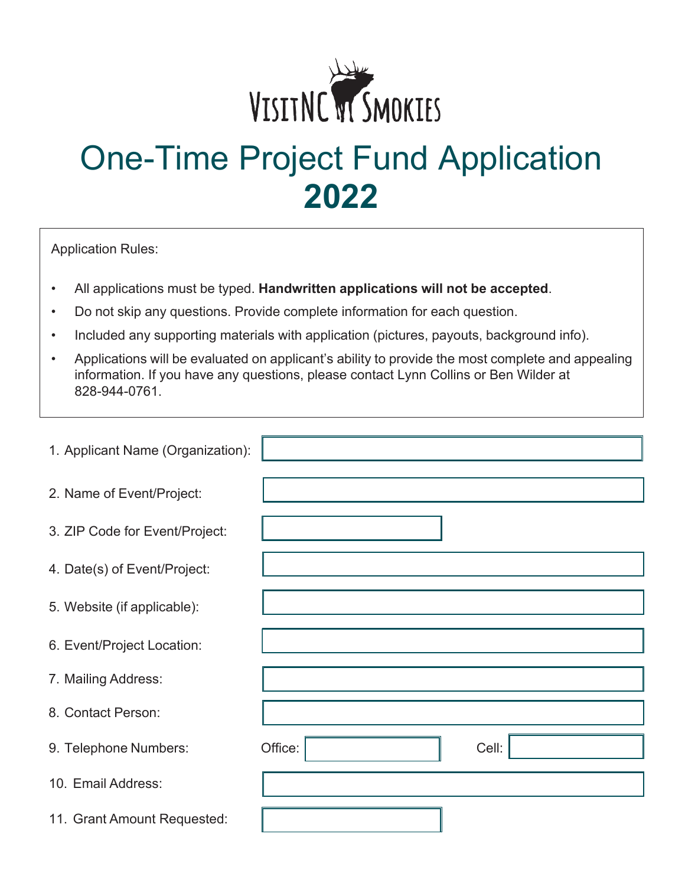VisitNC Smokies

# One-Time Project Fund Application
# **2022**

Application Rules:

- All applications must be typed. **Handwritten applications will not be accepted**.
- Do not skip any questions. Provide complete information for each question.
- Included any supporting materials with application (pictures, payouts, background info).
- Applications will be evaluated on applicant's ability to provide the most complete and appealing information. If you have any questions, please contact Lynn Collins or Ben Wilder at 828-944-0761.

1. Applicant Name (Organization):
2. Name of Event/Project:
3. ZIP Code for Event/Project:
4. Date(s) of Event/Project:
5. Website (if applicable):
6. Event/Project Location:
7. Mailing Address:
8. Contact Person:
9. Telephone Numbers: Office: Cell:
10. Email Address:
11. Grant Amount Requested: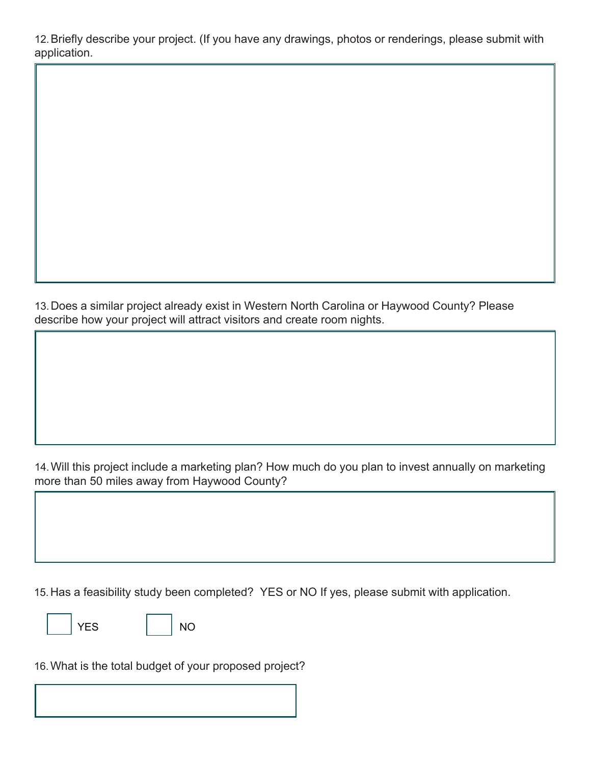12. Briefly describe your project. (If you have any drawings, photos or renderings, please submit with application.

13. Does a similar project already exist in Western North Carolina or Haywood County? Please describe how your project will attract visitors and create room nights.

14. Will this project include a marketing plan? How much do you plan to invest annually on marketing more than 50 miles away from Haywood County?

15. Has a feasibility study been completed? YES or NO If yes, please submit with application.

☐ YES ☐ NO

16. What is the total budget of your proposed project?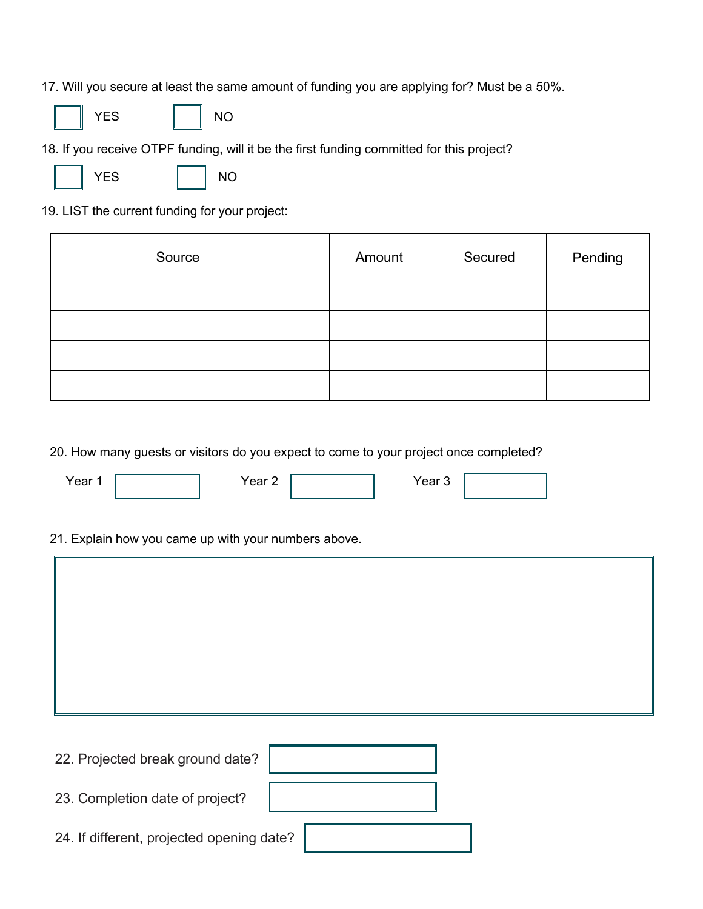17. Will you secure at least the same amount of funding you are applying for? Must be a 50%.

☐ YES ☐ NO

18. If you receive OTPF funding, will it be the first funding committed for this project?

☐ YES ☐ NO

19. LIST the current funding for your project:

| Source | Amount | Secured | Pending |
|---|---|---|---|
| | | | |
| | | | |
| | | | |
| | | | |

20. How many guests or visitors do you expect to come to your project once completed?

Year 1 ______ Year 2 ______ Year 3 ______

21. Explain how you came up with your numbers above.

22. Projected break ground date?

23. Completion date of project?

24. If different, projected opening date?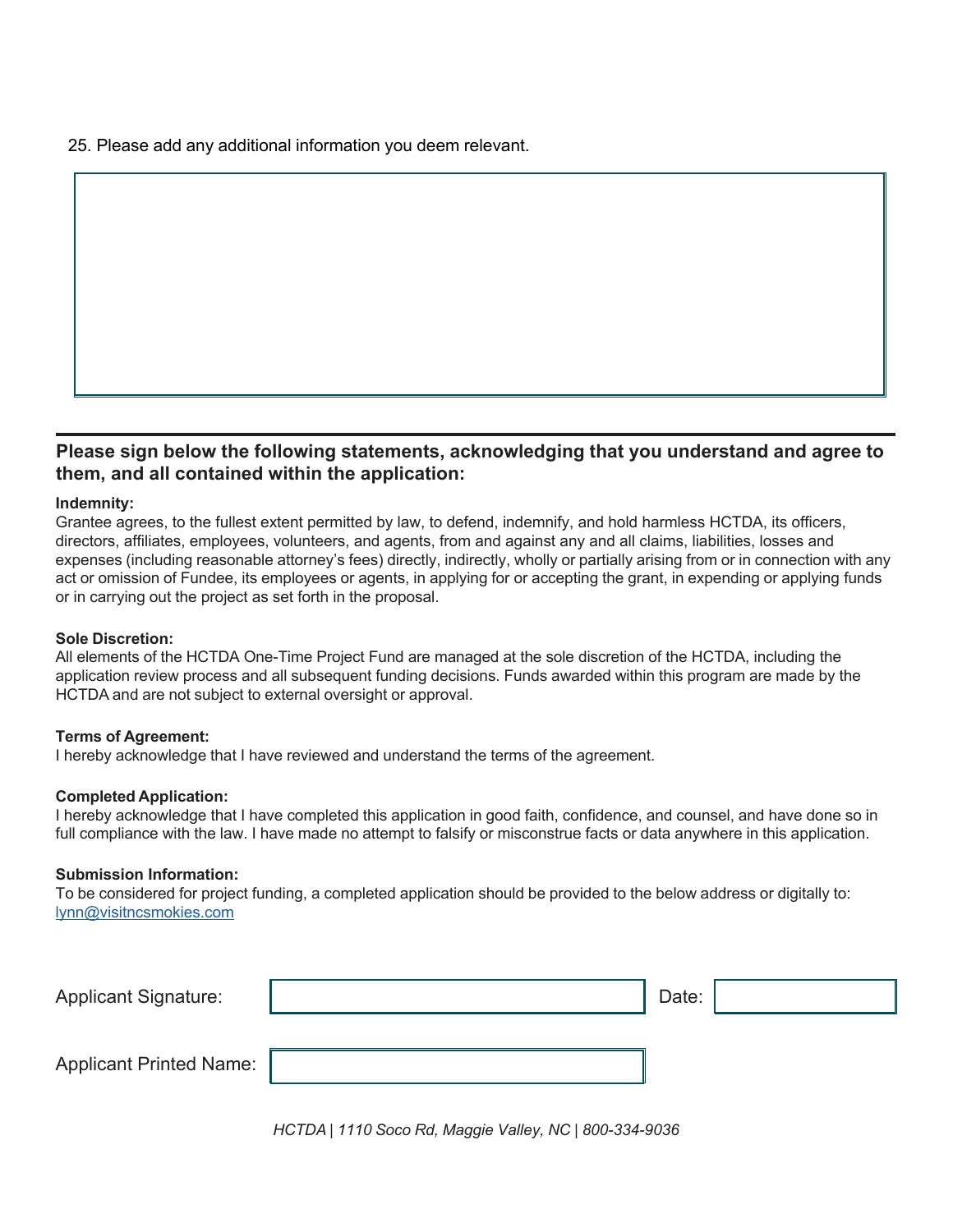25. Please add any additional information you deem relevant.

---

**Please sign below the following statements, acknowledging that you understand and agree to them, and all contained within the application:**

**Indemnity:**
Grantee agrees, to the fullest extent permitted by law, to defend, indemnify, and hold harmless HCTDA, its officers, directors, affiliates, employees, volunteers, and agents, from and against any and all claims, liabilities, losses and expenses (including reasonable attorney's fees) directly, indirectly, wholly or partially arising from or in connection with any act or omission of Fundee, its employees or agents, in applying for or accepting the grant, in expending or applying funds or in carrying out the project as set forth in the proposal.

**Sole Discretion:**
All elements of the HCTDA One-Time Project Fund are managed at the sole discretion of the HCTDA, including the application review process and all subsequent funding decisions. Funds awarded within this program are made by the HCTDA and are not subject to external oversight or approval.

**Terms of Agreement:**
I hereby acknowledge that I have reviewed and understand the terms of the agreement.

**Completed Application:**
I hereby acknowledge that I have completed this application in good faith, confidence, and counsel, and have done so in full compliance with the law. I have made no attempt to falsify or misconstrue facts or data anywhere in this application.

**Submission Information:**
To be considered for project funding, a completed application should be provided to the below address or digitally to: lynn@visitncsmokies.com

Applicant Signature: Date:

Applicant Printed Name:

*HCTDA | 1110 Soco Rd, Maggie Valley, NC | 800-334-9036*